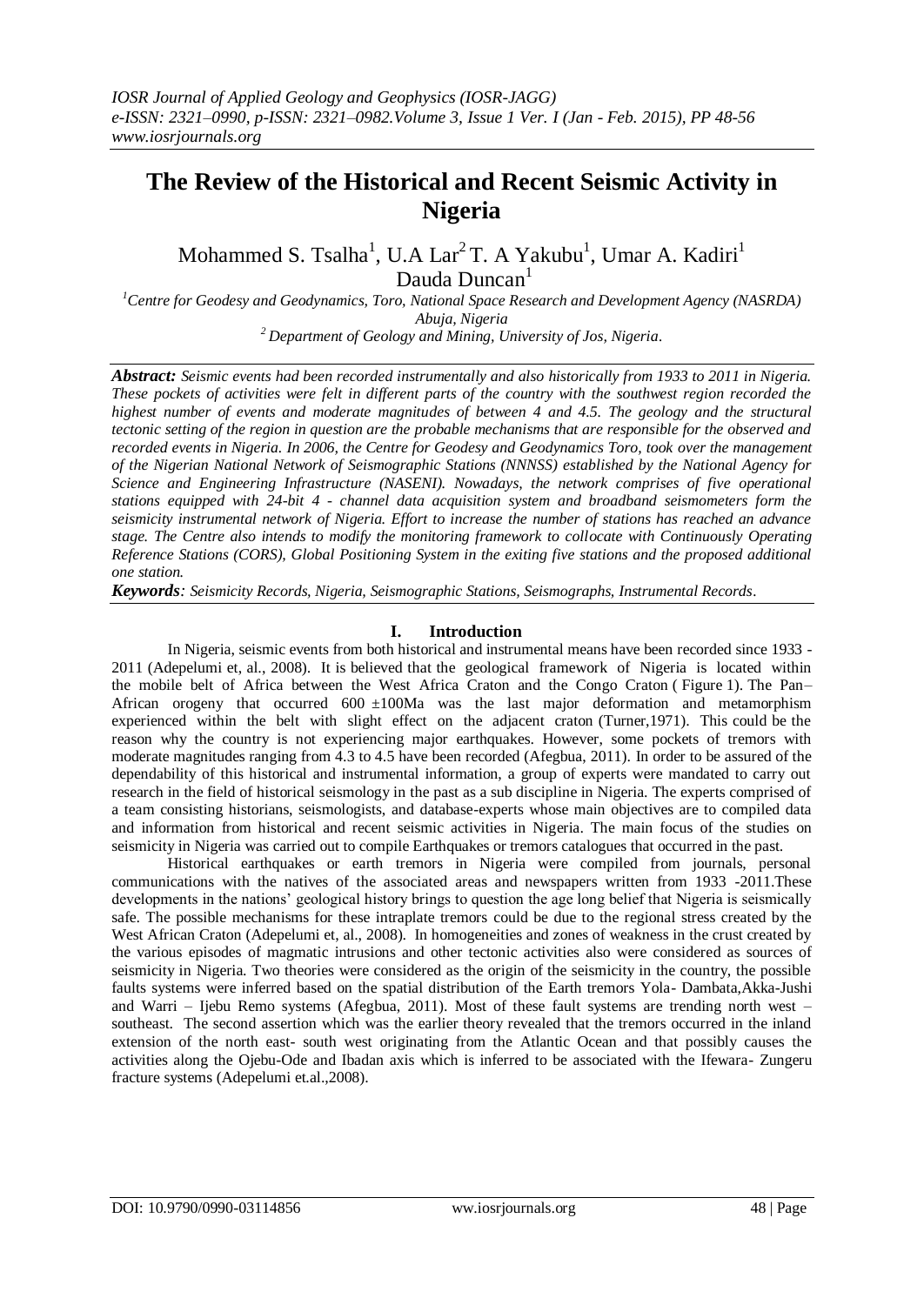# The Review of the Historical and Recent Seismic Activity in Nigeria

Mohammed S. Tsalha[1], U.A Lar[2] T. A Yakubu[1], Umar A. Kadiri[1] Dauda Duncan[1]

[1]*Centre for Geodesy and Geodynamics, Toro, National Space Research and Development Agency (NASRDA) Abuja, Nigeria*
[2]*Department of Geology and Mining, University of Jos, Nigeria.*

***Abstract:*** *Seismic events had been recorded instrumentally and also historically from 1933 to 2011 in Nigeria. These pockets of activities were felt in different parts of the country with the southwest region recorded the highest number of events and moderate magnitudes of between 4 and 4.5. The geology and the structural tectonic setting of the region in question are the probable mechanisms that are responsible for the observed and recorded events in Nigeria. In 2006, the Centre for Geodesy and Geodynamics Toro, took over the management of the Nigerian National Network of Seismographic Stations (NNNSS) established by the National Agency for Science and Engineering Infrastructure (NASENI). Nowadays, the network comprises of five operational stations equipped with 24-bit 4 - channel data acquisition system and broadband seismometers form the seismicity instrumental network of Nigeria. Effort to increase the number of stations has reached an advance stage. The Centre also intends to modify the monitoring framework to collocate with Continuously Operating Reference Stations (CORS), Global Positioning System in the exiting five stations and the proposed additional one station.*

***Keywords****: Seismicity Records, Nigeria, Seismographic Stations, Seismographs, Instrumental Records.*

## I. Introduction

In Nigeria, seismic events from both historical and instrumental means have been recorded since 1933 - 2011 (Adepelumi et, al., 2008). It is believed that the geological framework of Nigeria is located within the mobile belt of Africa between the West Africa Craton and the Congo Craton ( Figure 1). The Pan–African orogeny that occurred 600 ±100Ma was the last major deformation and metamorphism experienced within the belt with slight effect on the adjacent craton (Turner,1971). This could be the reason why the country is not experiencing major earthquakes. However, some pockets of tremors with moderate magnitudes ranging from 4.3 to 4.5 have been recorded (Afegbua, 2011). In order to be assured of the dependability of this historical and instrumental information, a group of experts were mandated to carry out research in the field of historical seismology in the past as a sub discipline in Nigeria. The experts comprised of a team consisting historians, seismologists, and database-experts whose main objectives are to compiled data and information from historical and recent seismic activities in Nigeria. The main focus of the studies on seismicity in Nigeria was carried out to compile Earthquakes or tremors catalogues that occurred in the past.

Historical earthquakes or earth tremors in Nigeria were compiled from journals, personal communications with the natives of the associated areas and newspapers written from 1933 -2011.These developments in the nations' geological history brings to question the age long belief that Nigeria is seismically safe. The possible mechanisms for these intraplate tremors could be due to the regional stress created by the West African Craton (Adepelumi et, al., 2008). In homogeneities and zones of weakness in the crust created by the various episodes of magmatic intrusions and other tectonic activities also were considered as sources of seismicity in Nigeria. Two theories were considered as the origin of the seismicity in the country, the possible faults systems were inferred based on the spatial distribution of the Earth tremors Yola- Dambata,Akka-Jushi and Warri – Ijebu Remo systems (Afegbua, 2011). Most of these fault systems are trending north west – southeast. The second assertion which was the earlier theory revealed that the tremors occurred in the inland extension of the north east- south west originating from the Atlantic Ocean and that possibly causes the activities along the Ojebu-Ode and Ibadan axis which is inferred to be associated with the Ifewara- Zungeru fracture systems (Adepelumi et.al.,2008).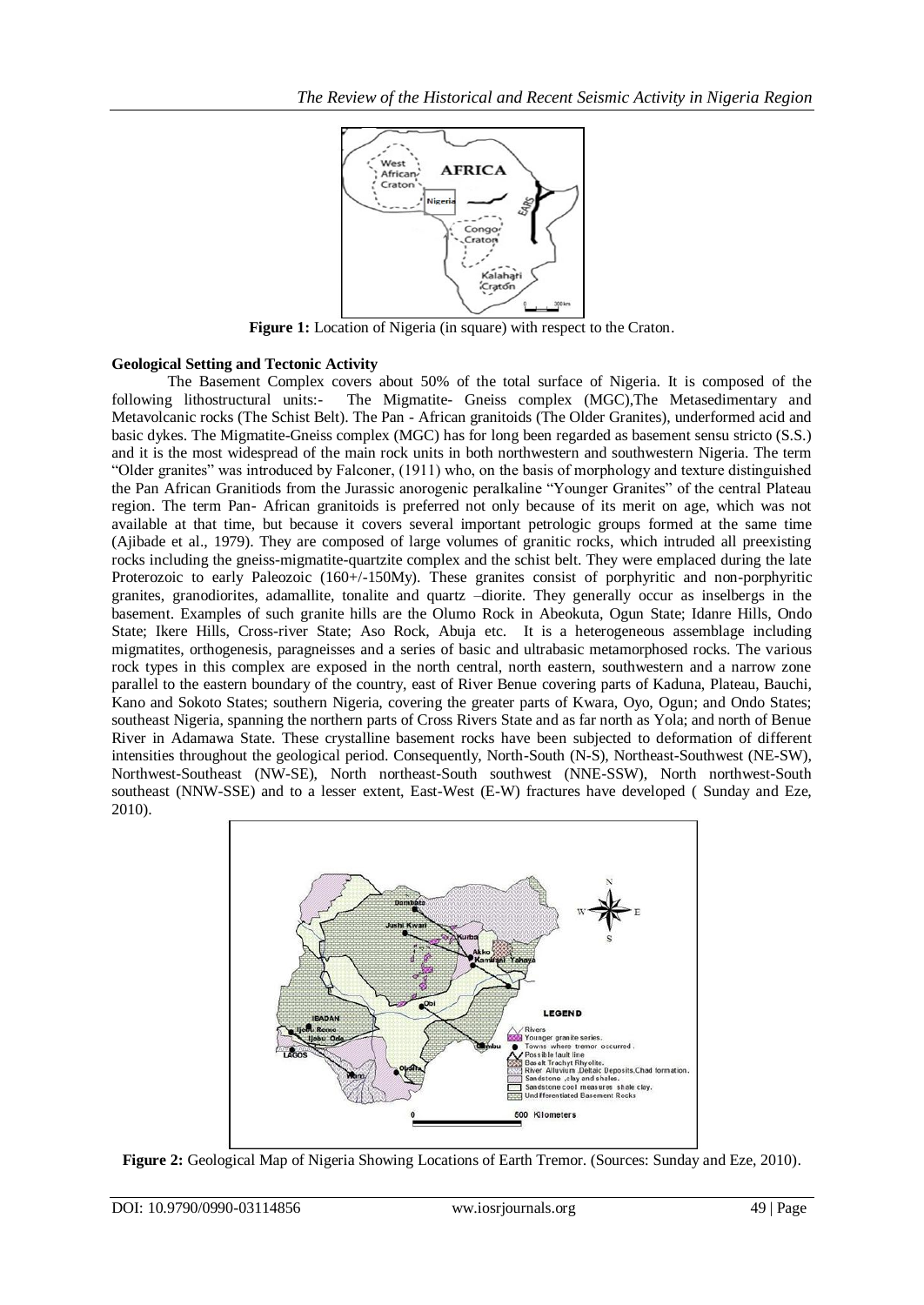**Figure 1:** Location of Nigeria (in square) with respect to the Craton.

**Geological Setting and Tectonic Activity**

The Basement Complex covers about 50% of the total surface of Nigeria. It is composed of the following lithostructural units:- The Migmatite- Gneiss complex (MGC),The Metasedimentary and Metavolcanic rocks (The Schist Belt). The Pan - African granitoids (The Older Granites), underformed acid and basic dykes. The Migmatite-Gneiss complex (MGC) has for long been regarded as basement sensu stricto (S.S.) and it is the most widespread of the main rock units in both northwestern and southwestern Nigeria. The term "Older granites" was introduced by Falconer, (1911) who, on the basis of morphology and texture distinguished the Pan African Granitiods from the Jurassic anorogenic peralkaline "Younger Granites" of the central Plateau region. The term Pan- African granitoids is preferred not only because of its merit on age, which was not available at that time, but because it covers several important petrologic groups formed at the same time (Ajibade et al., 1979). They are composed of large volumes of granitic rocks, which intruded all preexisting rocks including the gneiss-migmatite-quartzite complex and the schist belt. They were emplaced during the late Proterozoic to early Paleozoic (160+/-150My). These granites consist of porphyritic and non-porphyritic granites, granodiorites, adamallite, tonalite and quartz –diorite. They generally occur as inselbergs in the basement. Examples of such granite hills are the Olumo Rock in Abeokuta, Ogun State; Idanre Hills, Ondo State; Ikere Hills, Cross-river State; Aso Rock, Abuja etc. It is a heterogeneous assemblage including migmatites, orthogenesis, paragneisses and a series of basic and ultrabasic metamorphosed rocks. The various rock types in this complex are exposed in the north central, north eastern, southwestern and a narrow zone parallel to the eastern boundary of the country, east of River Benue covering parts of Kaduna, Plateau, Bauchi, Kano and Sokoto States; southern Nigeria, covering the greater parts of Kwara, Oyo, Ogun; and Ondo States; southeast Nigeria, spanning the northern parts of Cross Rivers State and as far north as Yola; and north of Benue River in Adamawa State. These crystalline basement rocks have been subjected to deformation of different intensities throughout the geological period. Consequently, North-South (N-S), Northeast-Southwest (NE-SW), Northwest-Southeast (NW-SE), North northeast-South southwest (NNE-SSW), North northwest-South southeast (NNW-SSE) and to a lesser extent, East-West (E-W) fractures have developed ( Sunday and Eze, 2010).

**Figure 2:** Geological Map of Nigeria Showing Locations of Earth Tremor. (Sources: Sunday and Eze, 2010).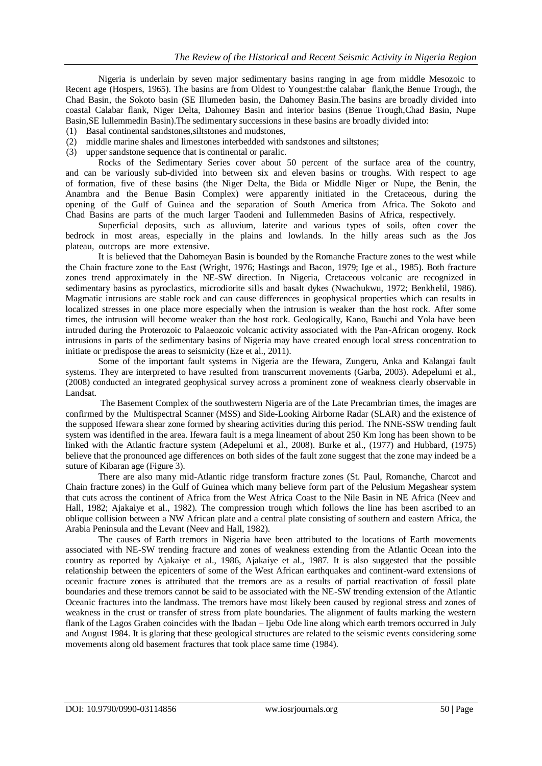Nigeria is underlain by seven major sedimentary basins ranging in age from middle Mesozoic to Recent age (Hospers, 1965). The basins are from Oldest to Youngest:the calabar flank,the Benue Trough, the Chad Basin, the Sokoto basin (SE Illumeden basin, the Dahomey Basin.The basins are broadly divided into coastal Calabar flank, Niger Delta, Dahomey Basin and interior basins (Benue Trough,Chad Basin, Nupe Basin,SE Iullemmedin Basin).The sedimentary successions in these basins are broadly divided into:

(1) Basal continental sandstones,siltstones and mudstones,
(2) middle marine shales and limestones interbedded with sandstones and siltstones;
(3) upper sandstone sequence that is continental or paralic.

Rocks of the Sedimentary Series cover about 50 percent of the surface area of the country, and can be variously sub-divided into between six and eleven basins or troughs. With respect to age of formation, five of these basins (the Niger Delta, the Bida or Middle Niger or Nupe, the Benin, the Anambra and the Benue Basin Complex) were apparently initiated in the Cretaceous, during the opening of the Gulf of Guinea and the separation of South America from Africa. The Sokoto and Chad Basins are parts of the much larger Taodeni and Iullemmeden Basins of Africa, respectively.

Superficial deposits, such as alluvium, laterite and various types of soils, often cover the bedrock in most areas, especially in the plains and lowlands. In the hilly areas such as the Jos plateau, outcrops are more extensive.

It is believed that the Dahomeyan Basin is bounded by the Romanche Fracture zones to the west while the Chain fracture zone to the East (Wright, 1976; Hastings and Bacon, 1979; Ige et al., 1985). Both fracture zones trend approximately in the NE-SW direction. In Nigeria, Cretaceous volcanic are recognized in sedimentary basins as pyroclastics, microdiorite sills and basalt dykes (Nwachukwu, 1972; Benkhelil, 1986). Magmatic intrusions are stable rock and can cause differences in geophysical properties which can results in localized stresses in one place more especially when the intrusion is weaker than the host rock. After some times, the intrusion will become weaker than the host rock. Geologically, Kano, Bauchi and Yola have been intruded during the Proterozoic to Palaeozoic volcanic activity associated with the Pan-African orogeny. Rock intrusions in parts of the sedimentary basins of Nigeria may have created enough local stress concentration to initiate or predispose the areas to seismicity (Eze et al., 2011).

Some of the important fault systems in Nigeria are the Ifewara, Zungeru, Anka and Kalangai fault systems. They are interpreted to have resulted from transcurrent movements (Garba, 2003). Adepelumi et al., (2008) conducted an integrated geophysical survey across a prominent zone of weakness clearly observable in Landsat.

The Basement Complex of the southwestern Nigeria are of the Late Precambrian times, the images are confirmed by the Multispectral Scanner (MSS) and Side-Looking Airborne Radar (SLAR) and the existence of the supposed Ifewara shear zone formed by shearing activities during this period. The NNE-SSW trending fault system was identified in the area. Ifewara fault is a mega lineament of about 250 Km long has been shown to be linked with the Atlantic fracture system (Adepelumi et al., 2008). Burke et al., (1977) and Hubbard, (1975) believe that the pronounced age differences on both sides of the fault zone suggest that the zone may indeed be a suture of Kibaran age (Figure 3).

There are also many mid-Atlantic ridge transform fracture zones (St. Paul, Romanche, Charcot and Chain fracture zones) in the Gulf of Guinea which many believe form part of the Pelusium Megashear system that cuts across the continent of Africa from the West Africa Coast to the Nile Basin in NE Africa (Neev and Hall, 1982; Ajakaiye et al., 1982). The compression trough which follows the line has been ascribed to an oblique collision between a NW African plate and a central plate consisting of southern and eastern Africa, the Arabia Peninsula and the Levant (Neev and Hall, 1982).

The causes of Earth tremors in Nigeria have been attributed to the locations of Earth movements associated with NE-SW trending fracture and zones of weakness extending from the Atlantic Ocean into the country as reported by Ajakaiye et al., 1986, Ajakaiye et al., 1987. It is also suggested that the possible relationship between the epicenters of some of the West African earthquakes and continent-ward extensions of oceanic fracture zones is attributed that the tremors are as a results of partial reactivation of fossil plate boundaries and these tremors cannot be said to be associated with the NE-SW trending extension of the Atlantic Oceanic fractures into the landmass. The tremors have most likely been caused by regional stress and zones of weakness in the crust or transfer of stress from plate boundaries. The alignment of faults marking the western flank of the Lagos Graben coincides with the Ibadan – Ijebu Ode line along which earth tremors occurred in July and August 1984. It is glaring that these geological structures are related to the seismic events considering some movements along old basement fractures that took place same time (1984).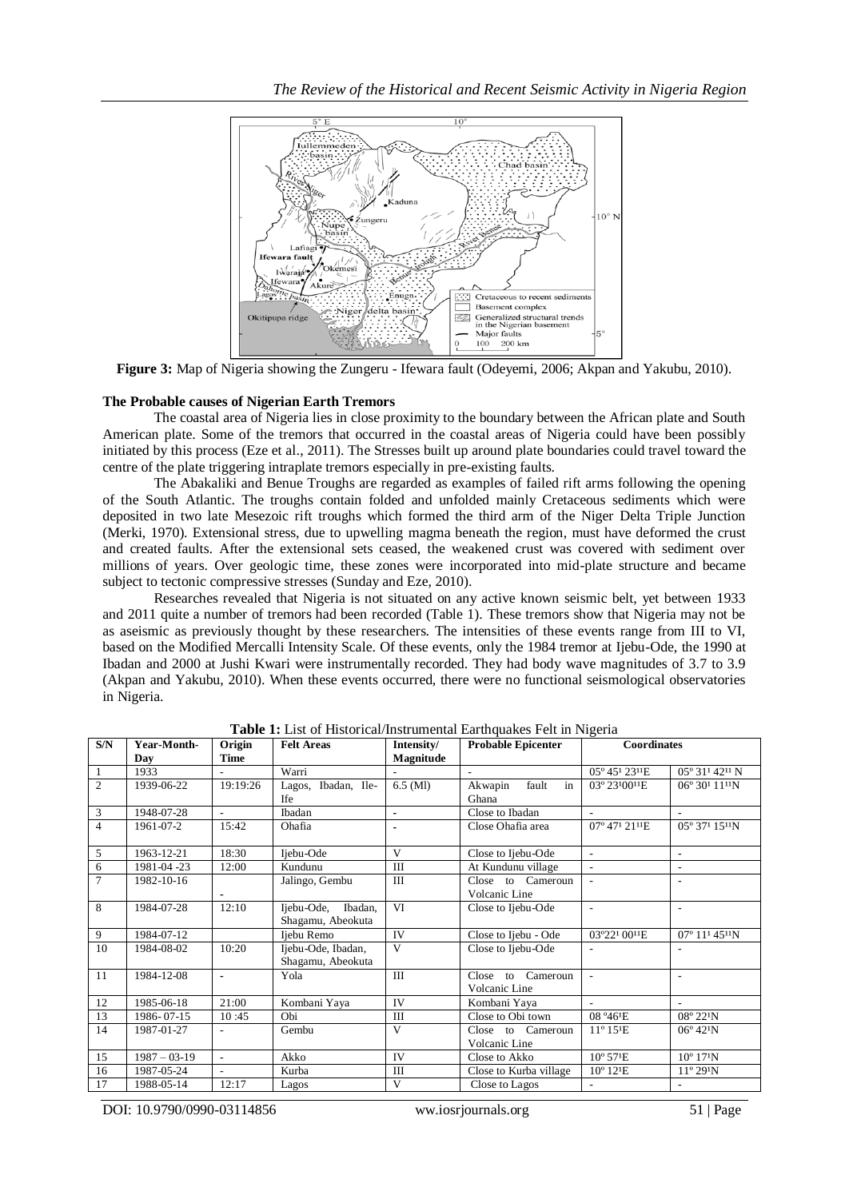**Figure 3:** Map of Nigeria showing the Zungeru - Ifewara fault (Odeyemi, 2006; Akpan and Yakubu, 2010).

### The Probable causes of Nigerian Earth Tremors

The coastal area of Nigeria lies in close proximity to the boundary between the African plate and South American plate. Some of the tremors that occurred in the coastal areas of Nigeria could have been possibly initiated by this process (Eze et al., 2011). The Stresses built up around plate boundaries could travel toward the centre of the plate triggering intraplate tremors especially in pre-existing faults.

The Abakaliki and Benue Troughs are regarded as examples of failed rift arms following the opening of the South Atlantic. The troughs contain folded and unfolded mainly Cretaceous sediments which were deposited in two late Mesezoic rift troughs which formed the third arm of the Niger Delta Triple Junction (Merki, 1970). Extensional stress, due to upwelling magma beneath the region, must have deformed the crust and created faults. After the extensional sets ceased, the weakened crust was covered with sediment over millions of years. Over geologic time, these zones were incorporated into mid-plate structure and became subject to tectonic compressive stresses (Sunday and Eze, 2010).

Researches revealed that Nigeria is not situated on any active known seismic belt, yet between 1933 and 2011 quite a number of tremors had been recorded (Table 1). These tremors show that Nigeria may not be as aseismic as previously thought by these researchers. The intensities of these events range from III to VI, based on the Modified Mercalli Intensity Scale. Of these events, only the 1984 tremor at Ijebu-Ode, the 1990 at Ibadan and 2000 at Jushi Kwari were instrumentally recorded. They had body wave magnitudes of 3.7 to 3.9 (Akpan and Yakubu, 2010). When these events occurred, there were no functional seismological observatories in Nigeria.

**Table 1:** List of Historical/Instrumental Earthquakes Felt in Nigeria

| S/N | Year-Month-Day | Origin Time | Felt Areas | Intensity/ Magnitude | Probable Epicenter | Coordinates | |
|---|---|---|---|---|---|---|---|
| 1 | 1933 | - | Warri | - | - | 05º 45¹ 23¹¹E | 05º 31¹ 42¹¹ N |
| 2 | 1939-06-22 | 19:19:26 | Lagos, Ibadan, Ile-Ife | 6.5 (Ml) | Akwapin fault in Ghana | 03º 23¹00¹¹E | 06º 30¹ 11¹¹N |
| 3 | 1948-07-28 | - | Ibadan | - | Close to Ibadan | - | - |
| 4 | 1961-07-2 | 15:42 | Ohafia | - | Close Ohafia area | 07º 47¹ 21¹¹E | 05º 37¹ 15¹¹N |
| 5 | 1963-12-21 | 18:30 | Ijebu-Ode | V | Close to Ijebu-Ode | - | - |
| 6 | 1981-04 -23 | 12:00 | Kundunu | III | At Kundunu village | - | - |
| 7 | 1982-10-16 | - | Jalingo, Gembu | III | Close to Cameroun Volcanic Line | - | - |
| 8 | 1984-07-28 | 12:10 | Ijebu-Ode, Ibadan, Shagamu, Abeokuta | VI | Close to Ijebu-Ode | - | - |
| 9 | 1984-07-12 | | Ijebu Remo | IV | Close to Ijebu - Ode | 03º22¹ 00¹¹E | 07º 11¹ 45¹¹N |
| 10 | 1984-08-02 | 10:20 | Ijebu-Ode, Ibadan, Shagamu, Abeokuta | V | Close to Ijebu-Ode | - | - |
| 11 | 1984-12-08 | - | Yola | III | Close to Cameroun Volcanic Line | - | - |
| 12 | 1985-06-18 | 21:00 | Kombani Yaya | IV | Kombani Yaya | - | - |
| 13 | 1986- 07-15 | 10 :45 | Obi | III | Close to Obi town | 08 º46¹E | 08º 22¹N |
| 14 | 1987-01-27 | - | Gembu | V | Close to Cameroun Volcanic Line | 11º 15¹E | 06º 42¹N |
| 15 | 1987 – 03-19 | - | Akko | IV | Close to Akko | 10º 57¹E | 10º 17¹N |
| 16 | 1987-05-24 | - | Kurba | III | Close to Kurba village | 10º 12¹E | 11º 29¹N |
| 17 | 1988-05-14 | 12:17 | Lagos | V | Close to Lagos | - | - |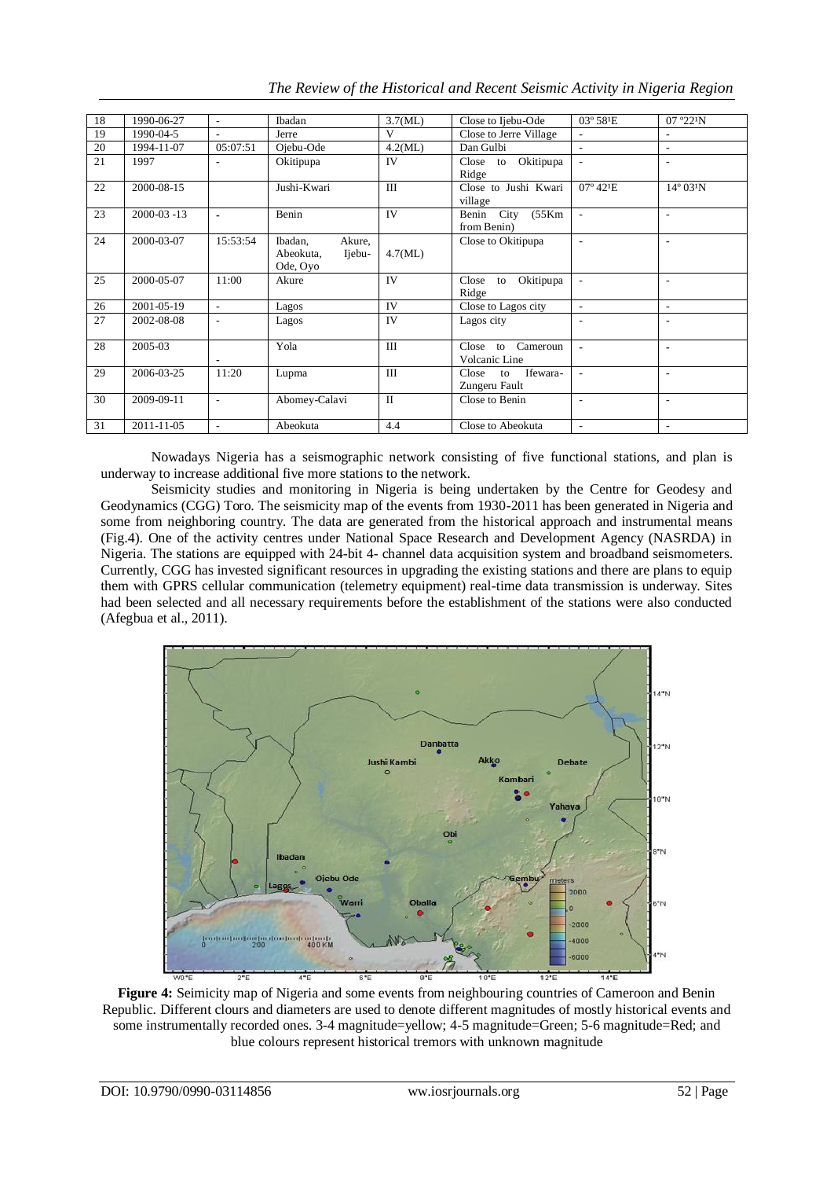| 18 | 1990-06-27 | - | Ibadan | 3.7(ML) | Close to Ijebu-Ode | 03º 58¹E | 07 º22¹N |
|---|---|---|---|---|---|---|---|
| 19 | 1990-04-5 | - | Jerre | V | Close to Jerre Village | - | - |
| 20 | 1994-11-07 | 05:07:51 | Ojebu-Ode | 4.2(ML) | Dan Gulbi | - | - |
| 21 | 1997 | - | Okitipupa | IV | Close to Okitipupa Ridge | - | - |
| 22 | 2000-08-15 | | Jushi-Kwari | III | Close to Jushi Kwari village | 07º 42¹E | 14º 03¹N |
| 23 | 2000-03 -13 | - | Benin | IV | Benin City (55Km from Benin) | - | - |
| 24 | 2000-03-07 | 15:53:54 | Ibadan, Akure, Abeokuta, Ijebu-Ode, Oyo | 4.7(ML) | Close to Okitipupa | - | - |
| 25 | 2000-05-07 | 11:00 | Akure | IV | Close to Okitipupa Ridge | - | - |
| 26 | 2001-05-19 | - | Lagos | IV | Close to Lagos city | - | - |
| 27 | 2002-08-08 | - | Lagos | IV | Lagos city | - | - |
| 28 | 2005-03 | - | Yola | III | Close to Cameroun Volcanic Line | - | - |
| 29 | 2006-03-25 | 11:20 | Lupma | III | Close to Ifewara-Zungeru Fault | - | - |
| 30 | 2009-09-11 | - | Abomey-Calavi | II | Close to Benin | - | - |
| 31 | 2011-11-05 | - | Abeokuta | 4.4 | Close to Abeokuta | - | - |

Nowadays Nigeria has a seismographic network consisting of five functional stations, and plan is underway to increase additional five more stations to the network.

Seismicity studies and monitoring in Nigeria is being undertaken by the Centre for Geodesy and Geodynamics (CGG) Toro. The seismicity map of the events from 1930-2011 has been generated in Nigeria and some from neighboring country. The data are generated from the historical approach and instrumental means (Fig.4). One of the activity centres under National Space Research and Development Agency (NASRDA) in Nigeria. The stations are equipped with 24-bit 4- channel data acquisition system and broadband seismometers. Currently, CGG has invested significant resources in upgrading the existing stations and there are plans to equip them with GPRS cellular communication (telemetry equipment) real-time data transmission is underway. Sites had been selected and all necessary requirements before the establishment of the stations were also conducted (Afegbua et al., 2011).

**Figure 4:** Seimicity map of Nigeria and some events from neighbouring countries of Cameroon and Benin Republic. Different clours and diameters are used to denote different magnitudes of mostly historical events and some instrumentally recorded ones. 3-4 magnitude=yellow; 4-5 magnitude=Green; 5-6 magnitude=Red; and blue colours represent historical tremors with unknown magnitude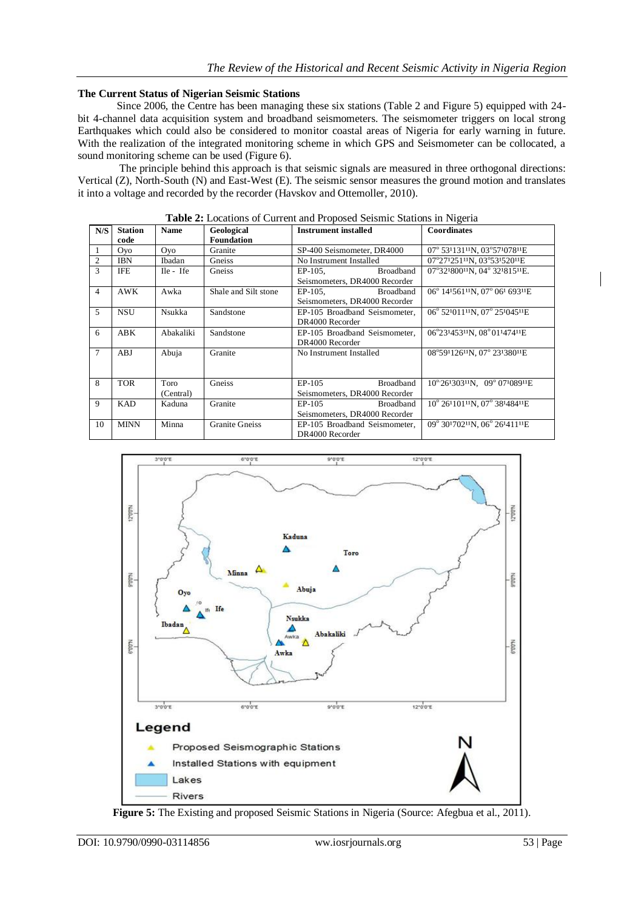## The Current Status of Nigerian Seismic Stations

Since 2006, the Centre has been managing these six stations (Table 2 and Figure 5) equipped with 24-bit 4-channel data acquisition system and broadband seismometers. The seismometer triggers on local strong Earthquakes which could also be considered to monitor coastal areas of Nigeria for early warning in future. With the realization of the integrated monitoring scheme in which GPS and Seismometer can be collocated, a sound monitoring scheme can be used (Figure 6).

The principle behind this approach is that seismic signals are measured in three orthogonal directions: Vertical (Z), North-South (N) and East-West (E). The seismic sensor measures the ground motion and translates it into a voltage and recorded by the recorder (Havskov and Ottemoller, 2010).

**Table 2:** Locations of Current and Proposed Seismic Stations in Nigeria

| N/S | Station code | Name | Geological Foundation | Instrument installed | Coordinates |
|---|---|---|---|---|---|
| 1 | Oyo | Oyo | Granite | SP-400 Seismometer, DR4000 | 07° 53¹131¹¹N, 03°57¹078¹¹E |
| 2 | IBN | Ibadan | Gneiss | No Instrument Installed | 07°27¹251¹¹N, 03°53¹520¹¹E |
| 3 | IFE | Ile - Ife | Gneiss | EP-105, Broadband Seismometers, DR4000 Recorder | 07°32¹800¹¹N, 04° 32¹815¹¹E. |
| 4 | AWK | Awka | Shale and Silt stone | EP-105, Broadband Seismometers, DR4000 Recorder | 06° 14¹561¹¹N, 07° 06¹ 693¹¹E |
| 5 | NSU | Nsukka | Sandstone | EP-105 Broadband Seismometer, DR4000 Recorder | 06° 52¹011¹¹N, 07° 25¹045¹¹E |
| 6 | ABK | Abakaliki | Sandstone | EP-105 Broadband Seismometer, DR4000 Recorder | 06°23¹453¹¹N, 08° 01¹474¹¹E |
| 7 | ABJ | Abuja | Granite | No Instrument Installed | 08°59¹126¹¹N, 07° 23¹380¹¹E |
| 8 | TOR | Toro (Central) | Gneiss | EP-105 Broadband Seismometers, DR4000 Recorder | 10° 26¹303¹¹N, 09° 07¹089¹¹E |
| 9 | KAD | Kaduna | Granite | EP-105 Broadband Seismometers, DR4000 Recorder | 10° 26¹101¹¹N, 07° 38¹484¹¹E |
| 10 | MINN | Minna | Granite Gneiss | EP-105 Broadband Seismometer, DR4000 Recorder | 09° 30¹702¹¹N, 06° 26¹411¹¹E |

**Figure 5:** The Existing and proposed Seismic Stations in Nigeria (Source: Afegbua et al., 2011).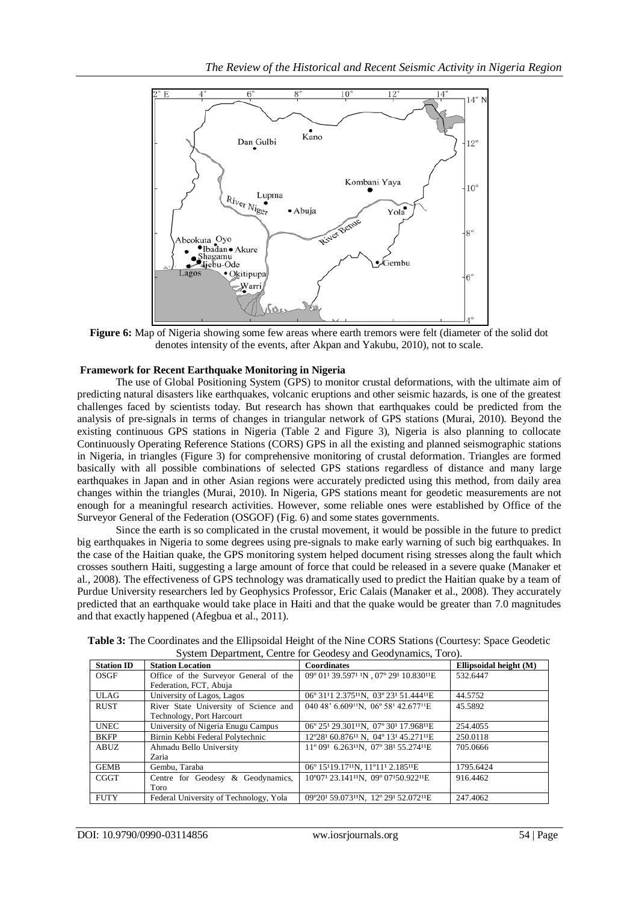**Figure 6:** Map of Nigeria showing some few areas where earth tremors were felt (diameter of the solid dot denotes intensity of the events, after Akpan and Yakubu, 2010), not to scale.

## Framework for Recent Earthquake Monitoring in Nigeria

The use of Global Positioning System (GPS) to monitor crustal deformations, with the ultimate aim of predicting natural disasters like earthquakes, volcanic eruptions and other seismic hazards, is one of the greatest challenges faced by scientists today. But research has shown that earthquakes could be predicted from the analysis of pre-signals in terms of changes in triangular network of GPS stations (Murai, 2010). Beyond the existing continuous GPS stations in Nigeria (Table 2 and Figure 3), Nigeria is also planning to collocate Continuously Operating Reference Stations (CORS) GPS in all the existing and planned seismographic stations in Nigeria, in triangles (Figure 3) for comprehensive monitoring of crustal deformation. Triangles are formed basically with all possible combinations of selected GPS stations regardless of distance and many large earthquakes in Japan and in other Asian regions were accurately predicted using this method, from daily area changes within the triangles (Murai, 2010). In Nigeria, GPS stations meant for geodetic measurements are not enough for a meaningful research activities. However, some reliable ones were established by Office of the Surveyor General of the Federation (OSGOF) (Fig. 6) and some states governments.

Since the earth is so complicated in the crustal movement, it would be possible in the future to predict big earthquakes in Nigeria to some degrees using pre-signals to make early warning of such big earthquakes. In the case of the Haitian quake, the GPS monitoring system helped document rising stresses along the fault which crosses southern Haiti, suggesting a large amount of force that could be released in a severe quake (Manaker et al., 2008). The effectiveness of GPS technology was dramatically used to predict the Haitian quake by a team of Purdue University researchers led by Geophysics Professor, Eric Calais (Manaker et al., 2008). They accurately predicted that an earthquake would take place in Haiti and that the quake would be greater than 7.0 magnitudes and that exactly happened (Afegbua et al., 2011).

**Table 3:** The Coordinates and the Ellipsoidal Height of the Nine CORS Stations (Courtesy: Space Geodetic System Department, Centre for Geodesy and Geodynamics, Toro).

| Station ID | Station Location | Coordinates | Ellipsoidal height (M) |
|---|---|---|---|
| OSGF | Office of the Surveyor General of the Federation, FCT, Abuja | 09º 01' 39.597'' N , 07º 29' 10.830''E | 532.6447 |
| ULAG | University of Lagos, Lagos | 06º 31'1 2.375''N, 03º 23' 51.444''E | 44.5752 |
| RUST | River State University of Science and Technology, Port Harcourt | 040 48' 6.609''N, 06º 58' 42.677''E | 45.5892 |
| UNEC | University of Nigeria Enugu Campus | 06º 25' 29.301''N, 07º 30' 17.968''E | 254.4055 |
| BKFP | Birnin Kebbi Federal Polytechnic | 12º28' 60.876'' N, 04º 13' 45.271''E | 250.0118 |
| ABUZ | Ahmadu Bello University Zaria | 11º 09' 6.263''N, 07º 38' 55.274''E | 705.0666 |
| GEMB | Gembu, Taraba | 06º 15'19.17''N, 11º11' 2.185''E | 1795.6424 |
| CGGT | Centre for Geodesy & Geodynamics, Toro | 10º07' 23.141''N, 09º 07'50.922''E | 916.4462 |
| FUTY | Federal University of Technology, Yola | 09º20' 59.073''N, 12º 29' 52.072''E | 247.4062 |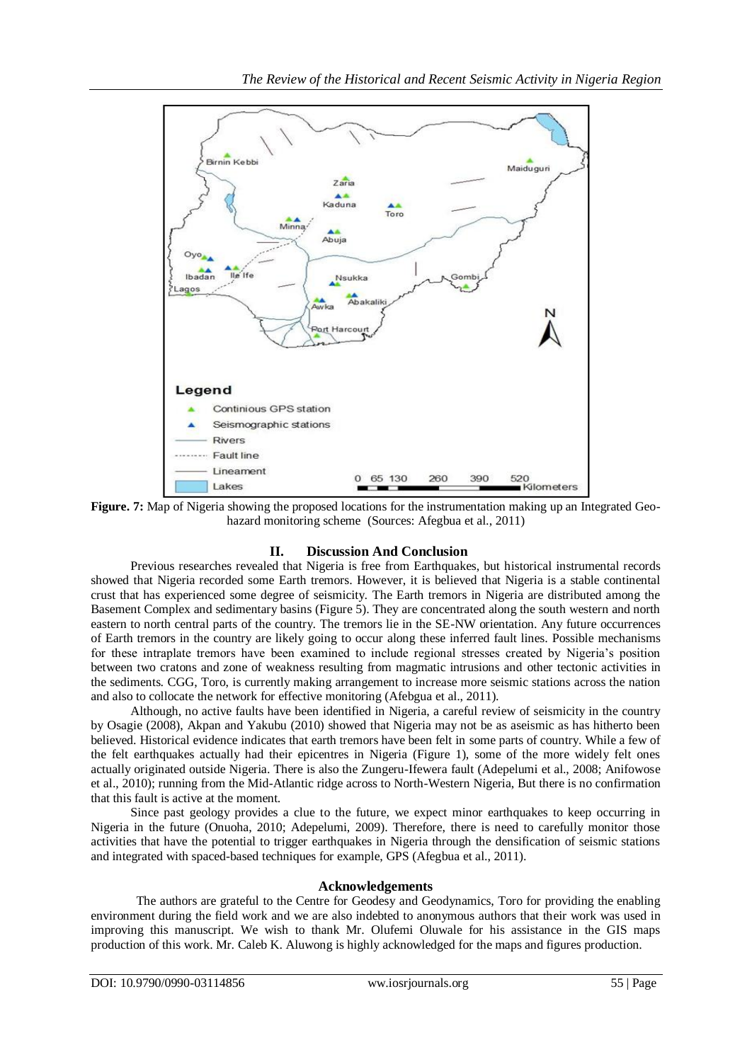**Figure. 7:** Map of Nigeria showing the proposed locations for the instrumentation making up an Integrated Geo-hazard monitoring scheme (Sources: Afegbua et al., 2011)

## II. Discussion And Conclusion

Previous researches revealed that Nigeria is free from Earthquakes, but historical instrumental records showed that Nigeria recorded some Earth tremors. However, it is believed that Nigeria is a stable continental crust that has experienced some degree of seismicity. The Earth tremors in Nigeria are distributed among the Basement Complex and sedimentary basins (Figure 5). They are concentrated along the south western and north eastern to north central parts of the country. The tremors lie in the SE-NW orientation. Any future occurrences of Earth tremors in the country are likely going to occur along these inferred fault lines. Possible mechanisms for these intraplate tremors have been examined to include regional stresses created by Nigeria's position between two cratons and zone of weakness resulting from magmatic intrusions and other tectonic activities in the sediments. CGG, Toro, is currently making arrangement to increase more seismic stations across the nation and also to collocate the network for effective monitoring (Afebgua et al., 2011).

Although, no active faults have been identified in Nigeria, a careful review of seismicity in the country by Osagie (2008), Akpan and Yakubu (2010) showed that Nigeria may not be as aseismic as has hitherto been believed. Historical evidence indicates that earth tremors have been felt in some parts of country. While a few of the felt earthquakes actually had their epicentres in Nigeria (Figure 1), some of the more widely felt ones actually originated outside Nigeria. There is also the Zungeru-Ifewera fault (Adepelumi et al., 2008; Anifowose et al., 2010); running from the Mid-Atlantic ridge across to North-Western Nigeria, But there is no confirmation that this fault is active at the moment.

Since past geology provides a clue to the future, we expect minor earthquakes to keep occurring in Nigeria in the future (Onuoha, 2010; Adepelumi, 2009). Therefore, there is need to carefully monitor those activities that have the potential to trigger earthquakes in Nigeria through the densification of seismic stations and integrated with spaced-based techniques for example, GPS (Afegbua et al., 2011).

### Acknowledgements

The authors are grateful to the Centre for Geodesy and Geodynamics, Toro for providing the enabling environment during the field work and we are also indebted to anonymous authors that their work was used in improving this manuscript. We wish to thank Mr. Olufemi Oluwale for his assistance in the GIS maps production of this work. Mr. Caleb K. Aluwong is highly acknowledged for the maps and figures production.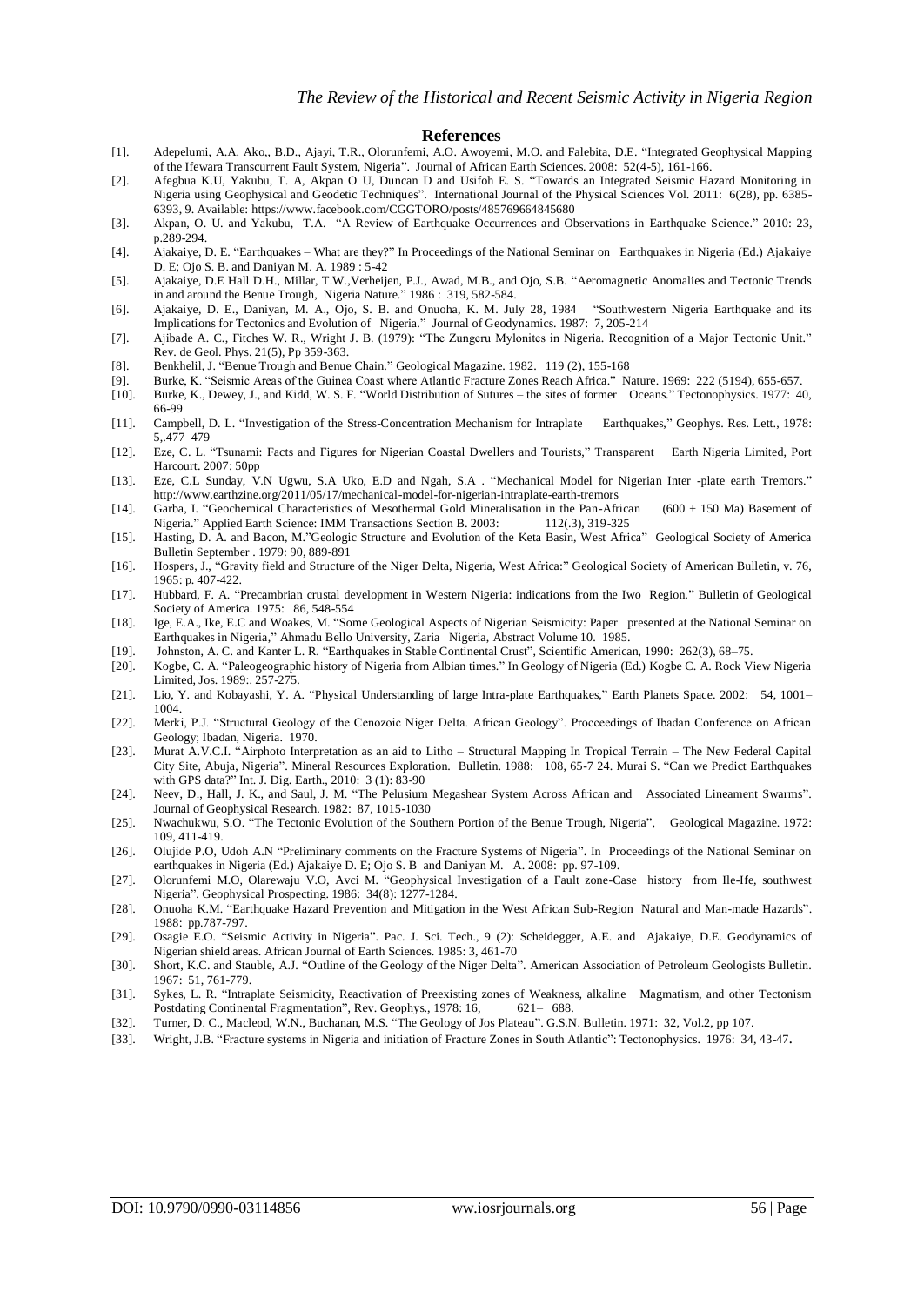## References

[1]. Adepelumi, A.A. Ako,, B.D., Ajayi, T.R., Olorunfemi, A.O. Awoyemi, M.O. and Falebita, D.E. "Integrated Geophysical Mapping of the Ifewara Transcurrent Fault System, Nigeria". Journal of African Earth Sciences. 2008: 52(4-5), 161-166.

[2]. Afegbua K.U, Yakubu, T. A, Akpan O U, Duncan D and Usifoh E. S. "Towards an Integrated Seismic Hazard Monitoring in Nigeria using Geophysical and Geodetic Techniques". International Journal of the Physical Sciences Vol. 2011: 6(28), pp. 6385-6393, 9. Available: https://www.facebook.com/CGGTORO/posts/485769664845680

[3]. Akpan, O. U. and Yakubu, T.A. "A Review of Earthquake Occurrences and Observations in Earthquake Science." 2010: 23, p.289-294.

[4]. Ajakaiye, D. E. "Earthquakes – What are they?" In Proceedings of the National Seminar on Earthquakes in Nigeria (Ed.) Ajakaiye D. E; Ojo S. B. and Daniyan M. A. 1989 : 5-42

[5]. Ajakaiye, D.E Hall D.H., Millar, T.W.,Verheijen, P.J., Awad, M.B., and Ojo, S.B. "Aeromagnetic Anomalies and Tectonic Trends in and around the Benue Trough, Nigeria Nature." 1986 : 319, 582-584.

[6]. Ajakaiye, D. E., Daniyan, M. A., Ojo, S. B. and Onuoha, K. M. July 28, 1984 "Southwestern Nigeria Earthquake and its Implications for Tectonics and Evolution of Nigeria." Journal of Geodynamics. 1987: 7, 205-214

[7]. Ajibade A. C., Fitches W. R., Wright J. B. (1979): "The Zungeru Mylonites in Nigeria. Recognition of a Major Tectonic Unit." Rev. de Geol. Phys. 21(5), Pp 359-363.

[8]. Benkhelil, J. "Benue Trough and Benue Chain." Geological Magazine. 1982. 119 (2), 155-168

[9]. Burke, K. "Seismic Areas of the Guinea Coast where Atlantic Fracture Zones Reach Africa." Nature. 1969: 222 (5194), 655-657.

[10]. Burke, K., Dewey, J., and Kidd, W. S. F. "World Distribution of Sutures – the sites of former Oceans." Tectonophysics. 1977: 40, 66-99

[11]. Campbell, D. L. "Investigation of the Stress-Concentration Mechanism for Intraplate Earthquakes," Geophys. Res. Lett., 1978: 5,.477–479

[12]. Eze, C. L. "Tsunami: Facts and Figures for Nigerian Coastal Dwellers and Tourists," Transparent Earth Nigeria Limited, Port Harcourt. 2007: 50pp

[13]. Eze, C.L Sunday, V.N Ugwu, S.A Uko, E.D and Ngah, S.A . "Mechanical Model for Nigerian Inter -plate earth Tremors." http://www.earthzine.org/2011/05/17/mechanical-model-for-nigerian-intraplate-earth-tremors

[14]. Garba, I. "Geochemical Characteristics of Mesothermal Gold Mineralisation in the Pan-African (600 ± 150 Ma) Basement of Nigeria." Applied Earth Science: IMM Transactions Section B. 2003: 112(.3), 319-325

[15]. Hasting, D. A. and Bacon, M."Geologic Structure and Evolution of the Keta Basin, West Africa" Geological Society of America Bulletin September . 1979: 90, 889-891

[16]. Hospers, J., "Gravity field and Structure of the Niger Delta, Nigeria, West Africa:" Geological Society of American Bulletin, v. 76, 1965: p. 407-422.

[17]. Hubbard, F. A. "Precambrian crustal development in Western Nigeria: indications from the Iwo Region." Bulletin of Geological Society of America. 1975: 86, 548-554

[18]. Ige, E.A., Ike, E.C and Woakes, M. "Some Geological Aspects of Nigerian Seismicity: Paper presented at the National Seminar on Earthquakes in Nigeria," Ahmadu Bello University, Zaria Nigeria, Abstract Volume 10. 1985.

[19]. Johnston, A. C. and Kanter L. R. "Earthquakes in Stable Continental Crust", Scientific American, 1990: 262(3), 68–75.

[20]. Kogbe, C. A. "Paleogeographic history of Nigeria from Albian times." In Geology of Nigeria (Ed.) Kogbe C. A. Rock View Nigeria Limited, Jos. 1989:. 257-275.

[21]. Lio, Y. and Kobayashi, Y. A. "Physical Understanding of large Intra-plate Earthquakes," Earth Planets Space. 2002: 54, 1001–1004.

[22]. Merki, P.J. "Structural Geology of the Cenozoic Niger Delta. African Geology". Procceedings of Ibadan Conference on African Geology; Ibadan, Nigeria. 1970.

[23]. Murat A.V.C.I. "Airphoto Interpretation as an aid to Litho – Structural Mapping In Tropical Terrain – The New Federal Capital City Site, Abuja, Nigeria". Mineral Resources Exploration. Bulletin. 1988: 108, 65-7 24. Murai S. "Can we Predict Earthquakes with GPS data?" Int. J. Dig. Earth., 2010: 3 (1): 83-90

[24]. Neev, D., Hall, J. K., and Saul, J. M. "The Pelusium Megashear System Across African and Associated Lineament Swarms". Journal of Geophysical Research. 1982: 87, 1015-1030

[25]. Nwachukwu, S.O. "The Tectonic Evolution of the Southern Portion of the Benue Trough, Nigeria", Geological Magazine. 1972: 109, 411-419.

[26]. Olujide P.O, Udoh A.N "Preliminary comments on the Fracture Systems of Nigeria". In Proceedings of the National Seminar on earthquakes in Nigeria (Ed.) Ajakaiye D. E; Ojo S. B and Daniyan M. A. 2008: pp. 97-109.

[27]. Olorunfemi M.O, Olarewaju V.O, Avci M. "Geophysical Investigation of a Fault zone-Case history from Ile-Ife, southwest Nigeria". Geophysical Prospecting. 1986: 34(8): 1277-1284.

[28]. Onuoha K.M. "Earthquake Hazard Prevention and Mitigation in the West African Sub-Region Natural and Man-made Hazards". 1988: pp.787-797.

[29]. Osagie E.O. "Seismic Activity in Nigeria". Pac. J. Sci. Tech., 9 (2): Scheidegger, A.E. and Ajakaiye, D.E. Geodynamics of Nigerian shield areas. African Journal of Earth Sciences. 1985: 3, 461-70

[30]. Short, K.C. and Stauble, A.J. "Outline of the Geology of the Niger Delta". American Association of Petroleum Geologists Bulletin. 1967: 51, 761-779.

[31]. Sykes, L. R. "Intraplate Seismicity, Reactivation of Preexisting zones of Weakness, alkaline Magmatism, and other Tectonism Postdating Continental Fragmentation", Rev. Geophys., 1978: 16, 621– 688.

[32]. Turner, D. C., Macleod, W.N., Buchanan, M.S. "The Geology of Jos Plateau". G.S.N. Bulletin. 1971: 32, Vol.2, pp 107.

[33]. Wright, J.B. "Fracture systems in Nigeria and initiation of Fracture Zones in South Atlantic": Tectonophysics. 1976: 34, 43-47.